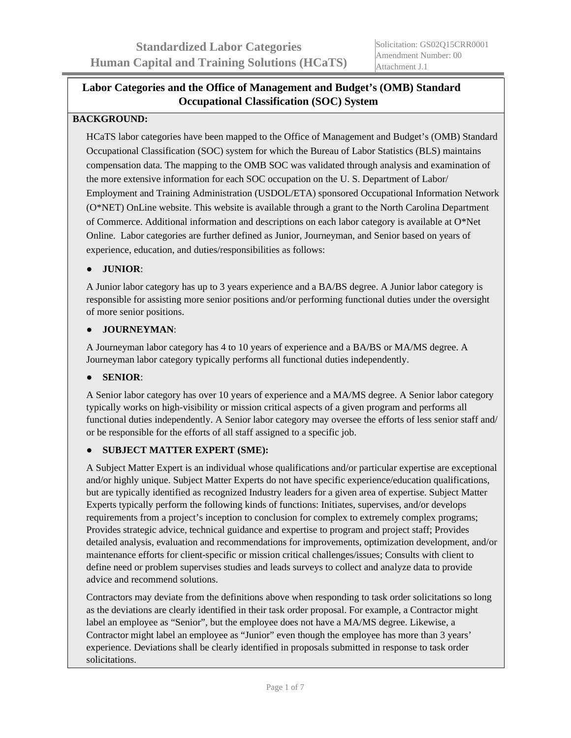# Standardized Labor Categories
# Human Capital and Training Solutions (HCaTS)

Solicitation: GS02Q15CRR0001
Amendment Number: 00
Attachment J.1

## Labor Categories and the Office of Management and Budget's (OMB) Standard Occupational Classification (SOC) System

**BACKGROUND:**

HCaTS labor categories have been mapped to the Office of Management and Budget's (OMB) Standard Occupational Classification (SOC) system for which the Bureau of Labor Statistics (BLS) maintains compensation data. The mapping to the OMB SOC was validated through analysis and examination of the more extensive information for each SOC occupation on the U. S. Department of Labor/ Employment and Training Administration (USDOL/ETA) sponsored Occupational Information Network (O*NET) OnLine website. This website is available through a grant to the North Carolina Department of Commerce. Additional information and descriptions on each labor category is available at O*Net Online. Labor categories are further defined as Junior, Journeyman, and Senior based on years of experience, education, and duties/responsibilities as follows:

- **JUNIOR**:

A Junior labor category has up to 3 years experience and a BA/BS degree. A Junior labor category is responsible for assisting more senior positions and/or performing functional duties under the oversight of more senior positions.

- **JOURNEYMAN**:

A Journeyman labor category has 4 to 10 years of experience and a BA/BS or MA/MS degree. A Journeyman labor category typically performs all functional duties independently.

- **SENIOR**:

A Senior labor category has over 10 years of experience and a MA/MS degree. A Senior labor category typically works on high-visibility or mission critical aspects of a given program and performs all functional duties independently. A Senior labor category may oversee the efforts of less senior staff and/ or be responsible for the efforts of all staff assigned to a specific job.

- **SUBJECT MATTER EXPERT (SME):**

A Subject Matter Expert is an individual whose qualifications and/or particular expertise are exceptional and/or highly unique. Subject Matter Experts do not have specific experience/education qualifications, but are typically identified as recognized Industry leaders for a given area of expertise. Subject Matter Experts typically perform the following kinds of functions: Initiates, supervises, and/or develops requirements from a project's inception to conclusion for complex to extremely complex programs; Provides strategic advice, technical guidance and expertise to program and project staff; Provides detailed analysis, evaluation and recommendations for improvements, optimization development, and/or maintenance efforts for client-specific or mission critical challenges/issues; Consults with client to define need or problem supervises studies and leads surveys to collect and analyze data to provide advice and recommend solutions.

Contractors may deviate from the definitions above when responding to task order solicitations so long as the deviations are clearly identified in their task order proposal. For example, a Contractor might label an employee as "Senior", but the employee does not have a MA/MS degree. Likewise, a Contractor might label an employee as "Junior" even though the employee has more than 3 years' experience. Deviations shall be clearly identified in proposals submitted in response to task order solicitations.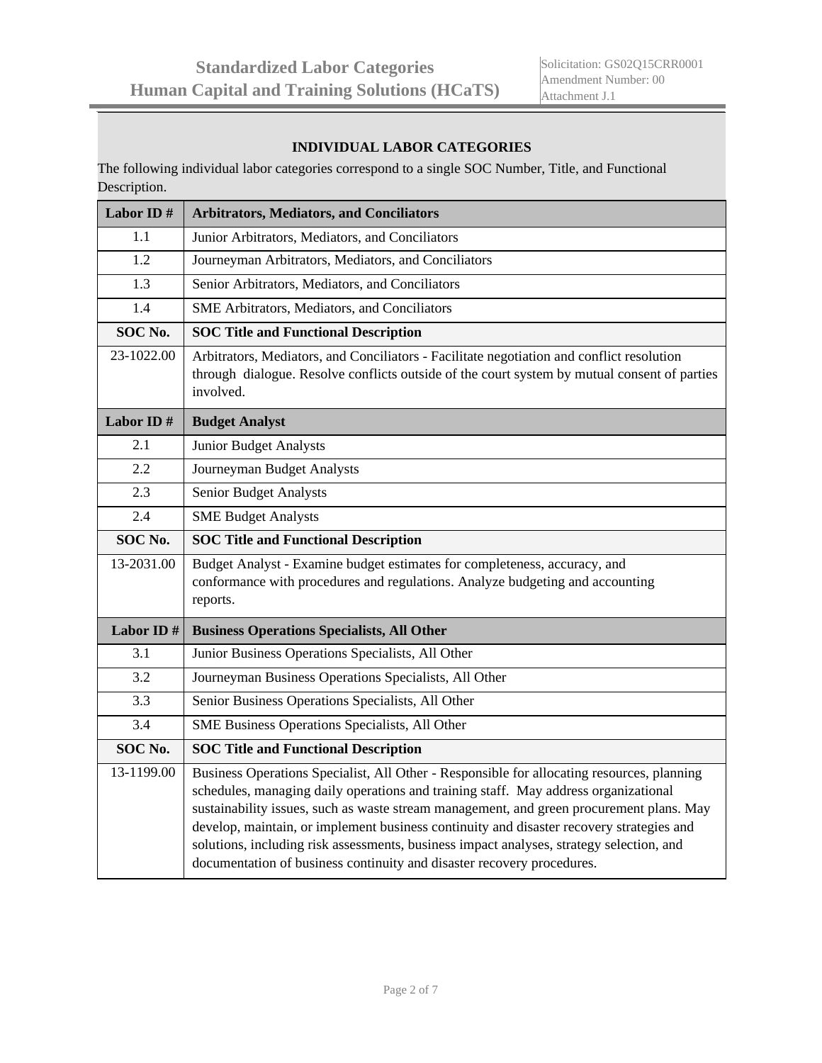### INDIVIDUAL LABOR CATEGORIES

The following individual labor categories correspond to a single SOC Number, Title, and Functional Description.

| Labor ID # | Arbitrators, Mediators, and Conciliators |
|---|---|
| 1.1 | Junior Arbitrators, Mediators, and Conciliators |
| 1.2 | Journeyman Arbitrators, Mediators, and Conciliators |
| 1.3 | Senior Arbitrators, Mediators, and Conciliators |
| 1.4 | SME Arbitrators, Mediators, and Conciliators |
| **SOC No.** | **SOC Title and Functional Description** |
| 23-1022.00 | Arbitrators, Mediators, and Conciliators - Facilitate negotiation and conflict resolution through dialogue. Resolve conflicts outside of the court system by mutual consent of parties involved. |

| Labor ID # | Budget Analyst |
|---|---|
| 2.1 | Junior Budget Analysts |
| 2.2 | Journeyman Budget Analysts |
| 2.3 | Senior Budget Analysts |
| 2.4 | SME Budget Analysts |
| **SOC No.** | **SOC Title and Functional Description** |
| 13-2031.00 | Budget Analyst - Examine budget estimates for completeness, accuracy, and conformance with procedures and regulations. Analyze budgeting and accounting reports. |

| Labor ID # | Business Operations Specialists, All Other |
|---|---|
| 3.1 | Junior Business Operations Specialists, All Other |
| 3.2 | Journeyman Business Operations Specialists, All Other |
| 3.3 | Senior Business Operations Specialists, All Other |
| 3.4 | SME Business Operations Specialists, All Other |
| **SOC No.** | **SOC Title and Functional Description** |
| 13-1199.00 | Business Operations Specialist, All Other - Responsible for allocating resources, planning schedules, managing daily operations and training staff. May address organizational sustainability issues, such as waste stream management, and green procurement plans. May develop, maintain, or implement business continuity and disaster recovery strategies and solutions, including risk assessments, business impact analyses, strategy selection, and documentation of business continuity and disaster recovery procedures. |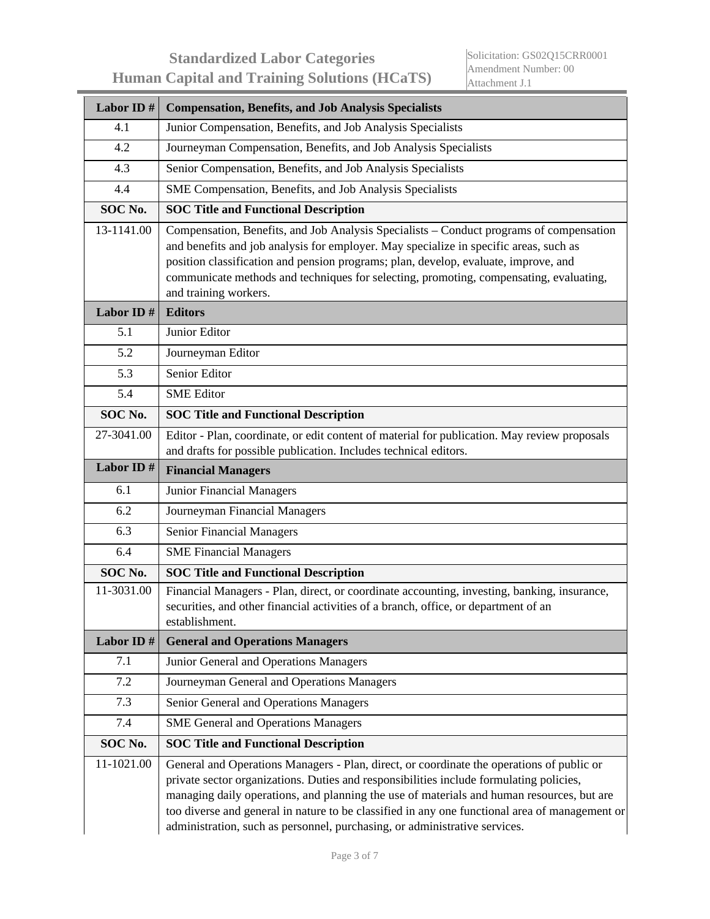| Labor ID # | Compensation, Benefits, and Job Analysis Specialists |
|---|---|
| 4.1 | Junior Compensation, Benefits, and Job Analysis Specialists |
| 4.2 | Journeyman Compensation, Benefits, and Job Analysis Specialists |
| 4.3 | Senior Compensation, Benefits, and Job Analysis Specialists |
| 4.4 | SME Compensation, Benefits, and Job Analysis Specialists |
| **SOC No.** | **SOC Title and Functional Description** |
| 13-1141.00 | Compensation, Benefits, and Job Analysis Specialists – Conduct programs of compensation and benefits and job analysis for employer. May specialize in specific areas, such as position classification and pension programs; plan, develop, evaluate, improve, and communicate methods and techniques for selecting, promoting, compensating, evaluating, and training workers. |

| Labor ID # | Editors |
|---|---|
| 5.1 | Junior Editor |
| 5.2 | Journeyman Editor |
| 5.3 | Senior Editor |
| 5.4 | SME Editor |
| **SOC No.** | **SOC Title and Functional Description** |
| 27-3041.00 | Editor - Plan, coordinate, or edit content of material for publication. May review proposals and drafts for possible publication. Includes technical editors. |

| Labor ID # | Financial Managers |
|---|---|
| 6.1 | Junior Financial Managers |
| 6.2 | Journeyman Financial Managers |
| 6.3 | Senior Financial Managers |
| 6.4 | SME Financial Managers |
| **SOC No.** | **SOC Title and Functional Description** |
| 11-3031.00 | Financial Managers - Plan, direct, or coordinate accounting, investing, banking, insurance, securities, and other financial activities of a branch, office, or department of an establishment. |

| Labor ID # | General and Operations Managers |
|---|---|
| 7.1 | Junior General and Operations Managers |
| 7.2 | Journeyman General and Operations Managers |
| 7.3 | Senior General and Operations Managers |
| 7.4 | SME General and Operations Managers |
| **SOC No.** | **SOC Title and Functional Description** |
| 11-1021.00 | General and Operations Managers - Plan, direct, or coordinate the operations of public or private sector organizations. Duties and responsibilities include formulating policies, managing daily operations, and planning the use of materials and human resources, but are too diverse and general in nature to be classified in any one functional area of management or administration, such as personnel, purchasing, or administrative services. |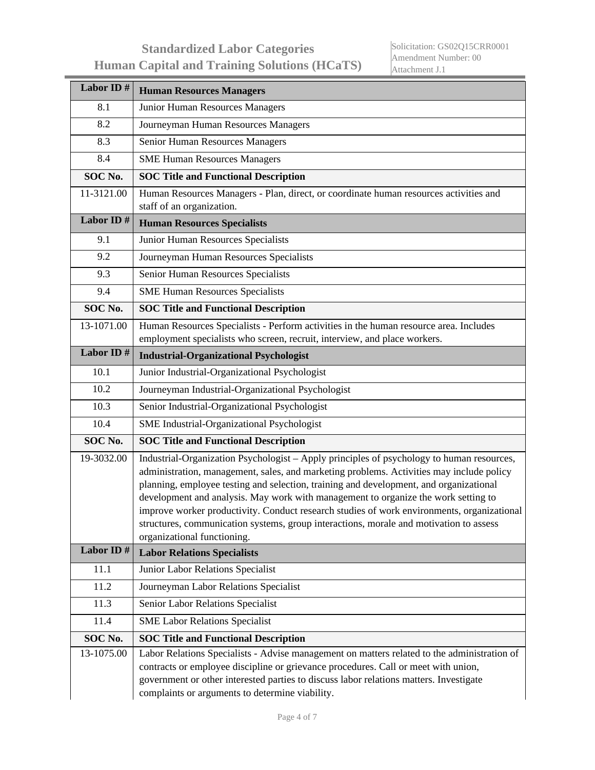| Labor ID # | Human Resources Managers |
|---|---|
| 8.1 | Junior Human Resources Managers |
| 8.2 | Journeyman Human Resources Managers |
| 8.3 | Senior Human Resources Managers |
| 8.4 | SME Human Resources Managers |
| **SOC No.** | **SOC Title and Functional Description** |
| 11-3121.00 | Human Resources Managers - Plan, direct, or coordinate human resources activities and staff of an organization. |

| Labor ID # | Human Resources Specialists |
|---|---|
| 9.1 | Junior Human Resources Specialists |
| 9.2 | Journeyman Human Resources Specialists |
| 9.3 | Senior Human Resources Specialists |
| 9.4 | SME Human Resources Specialists |
| **SOC No.** | **SOC Title and Functional Description** |
| 13-1071.00 | Human Resources Specialists - Perform activities in the human resource area. Includes employment specialists who screen, recruit, interview, and place workers. |

| Labor ID # | Industrial-Organizational Psychologist |
|---|---|
| 10.1 | Junior Industrial-Organizational Psychologist |
| 10.2 | Journeyman Industrial-Organizational Psychologist |
| 10.3 | Senior Industrial-Organizational Psychologist |
| 10.4 | SME Industrial-Organizational Psychologist |
| **SOC No.** | **SOC Title and Functional Description** |
| 19-3032.00 | Industrial-Organization Psychologist – Apply principles of psychology to human resources, administration, management, sales, and marketing problems. Activities may include policy planning, employee testing and selection, training and development, and organizational development and analysis. May work with management to organize the work setting to improve worker productivity. Conduct research studies of work environments, organizational structures, communication systems, group interactions, morale and motivation to assess organizational functioning. |

| Labor ID # | Labor Relations Specialists |
|---|---|
| 11.1 | Junior Labor Relations Specialist |
| 11.2 | Journeyman Labor Relations Specialist |
| 11.3 | Senior Labor Relations Specialist |
| 11.4 | SME Labor Relations Specialist |
| **SOC No.** | **SOC Title and Functional Description** |
| 13-1075.00 | Labor Relations Specialists - Advise management on matters related to the administration of contracts or employee discipline or grievance procedures. Call or meet with union, government or other interested parties to discuss labor relations matters. Investigate complaints or arguments to determine viability. |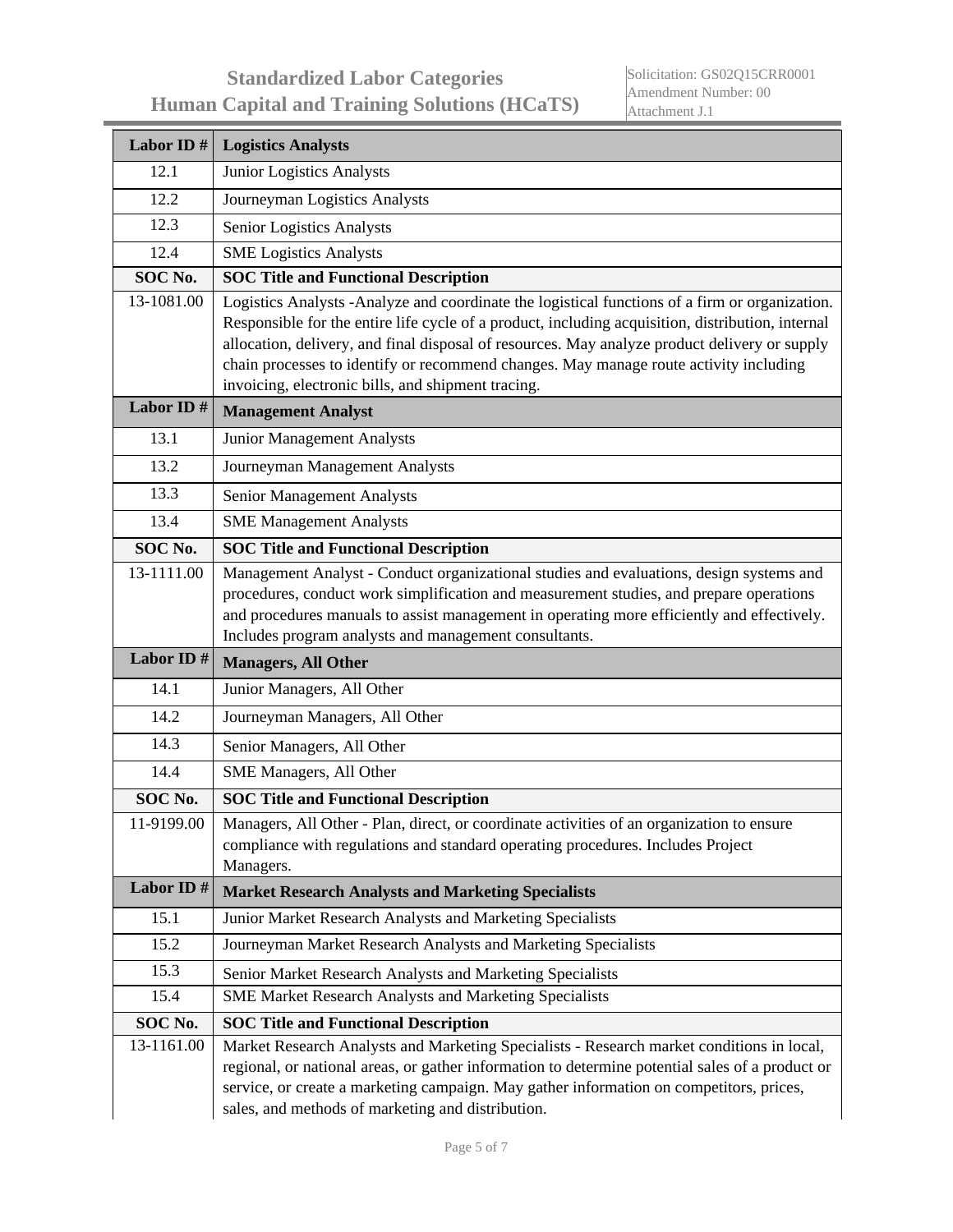| Labor ID # | Logistics Analysts |
|---|---|
| 12.1 | Junior Logistics Analysts |
| 12.2 | Journeyman Logistics Analysts |
| 12.3 | Senior Logistics Analysts |
| 12.4 | SME Logistics Analysts |
| **SOC No.** | **SOC Title and Functional Description** |
| 13-1081.00 | Logistics Analysts -Analyze and coordinate the logistical functions of a firm or organization. Responsible for the entire life cycle of a product, including acquisition, distribution, internal allocation, delivery, and final disposal of resources. May analyze product delivery or supply chain processes to identify or recommend changes. May manage route activity including invoicing, electronic bills, and shipment tracing. |
| **Labor ID #** | **Management Analyst** |
| 13.1 | Junior Management Analysts |
| 13.2 | Journeyman Management Analysts |
| 13.3 | Senior Management Analysts |
| 13.4 | SME Management Analysts |
| **SOC No.** | **SOC Title and Functional Description** |
| 13-1111.00 | Management Analyst - Conduct organizational studies and evaluations, design systems and procedures, conduct work simplification and measurement studies, and prepare operations and procedures manuals to assist management in operating more efficiently and effectively. Includes program analysts and management consultants. |
| **Labor ID #** | **Managers, All Other** |
| 14.1 | Junior Managers, All Other |
| 14.2 | Journeyman Managers, All Other |
| 14.3 | Senior Managers, All Other |
| 14.4 | SME Managers, All Other |
| **SOC No.** | **SOC Title and Functional Description** |
| 11-9199.00 | Managers, All Other - Plan, direct, or coordinate activities of an organization to ensure compliance with regulations and standard operating procedures. Includes Project Managers. |
| **Labor ID #** | **Market Research Analysts and Marketing Specialists** |
| 15.1 | Junior Market Research Analysts and Marketing Specialists |
| 15.2 | Journeyman Market Research Analysts and Marketing Specialists |
| 15.3 | Senior Market Research Analysts and Marketing Specialists |
| 15.4 | SME Market Research Analysts and Marketing Specialists |
| **SOC No.** | **SOC Title and Functional Description** |
| 13-1161.00 | Market Research Analysts and Marketing Specialists - Research market conditions in local, regional, or national areas, or gather information to determine potential sales of a product or service, or create a marketing campaign. May gather information on competitors, prices, sales, and methods of marketing and distribution. |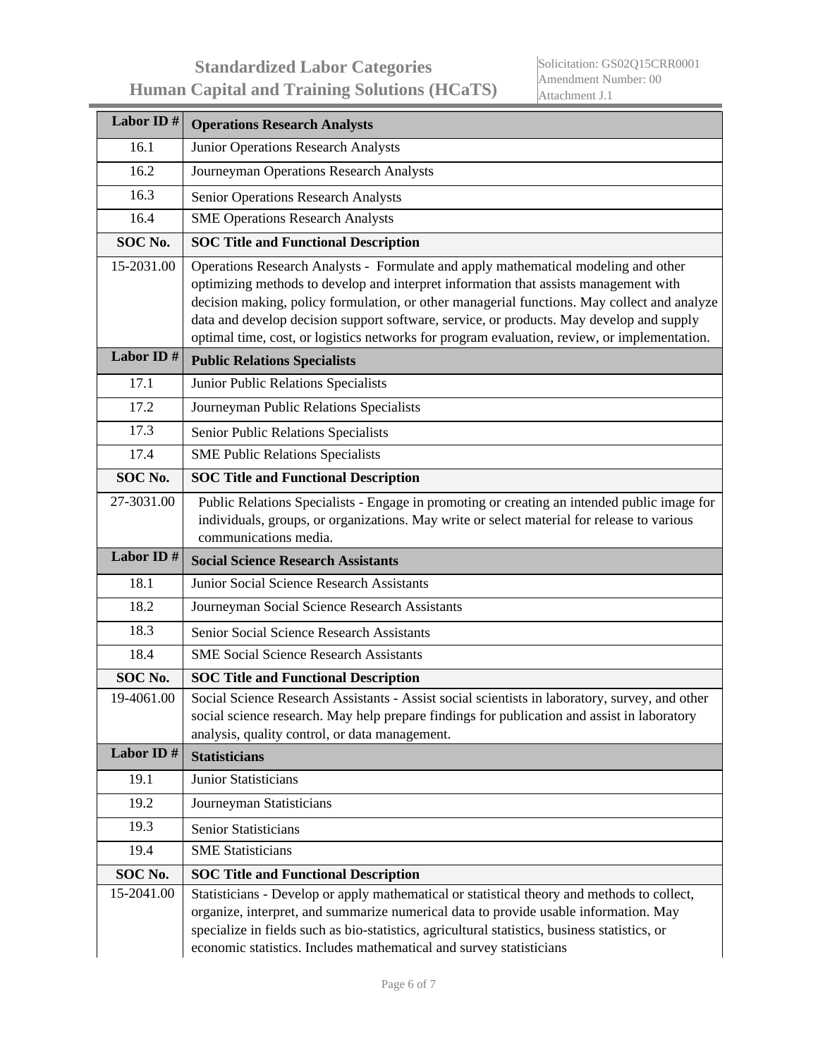| Labor ID # | Operations Research Analysts |
|---|---|
| 16.1 | Junior Operations Research Analysts |
| 16.2 | Journeyman Operations Research Analysts |
| 16.3 | Senior Operations Research Analysts |
| 16.4 | SME Operations Research Analysts |
| **SOC No.** | **SOC Title and Functional Description** |
| 15-2031.00 | Operations Research Analysts - Formulate and apply mathematical modeling and other optimizing methods to develop and interpret information that assists management with decision making, policy formulation, or other managerial functions. May collect and analyze data and develop decision support software, service, or products. May develop and supply optimal time, cost, or logistics networks for program evaluation, review, or implementation. |
| **Labor ID #** | **Public Relations Specialists** |
| 17.1 | Junior Public Relations Specialists |
| 17.2 | Journeyman Public Relations Specialists |
| 17.3 | Senior Public Relations Specialists |
| 17.4 | SME Public Relations Specialists |
| **SOC No.** | **SOC Title and Functional Description** |
| 27-3031.00 | Public Relations Specialists - Engage in promoting or creating an intended public image for individuals, groups, or organizations. May write or select material for release to various communications media. |
| **Labor ID #** | **Social Science Research Assistants** |
| 18.1 | Junior Social Science Research Assistants |
| 18.2 | Journeyman Social Science Research Assistants |
| 18.3 | Senior Social Science Research Assistants |
| 18.4 | SME Social Science Research Assistants |
| **SOC No.** | **SOC Title and Functional Description** |
| 19-4061.00 | Social Science Research Assistants - Assist social scientists in laboratory, survey, and other social science research. May help prepare findings for publication and assist in laboratory analysis, quality control, or data management. |
| **Labor ID #** | **Statisticians** |
| 19.1 | Junior Statisticians |
| 19.2 | Journeyman Statisticians |
| 19.3 | Senior Statisticians |
| 19.4 | SME Statisticians |
| **SOC No.** | **SOC Title and Functional Description** |
| 15-2041.00 | Statisticians - Develop or apply mathematical or statistical theory and methods to collect, organize, interpret, and summarize numerical data to provide usable information. May specialize in fields such as bio-statistics, agricultural statistics, business statistics, or economic statistics. Includes mathematical and survey statisticians |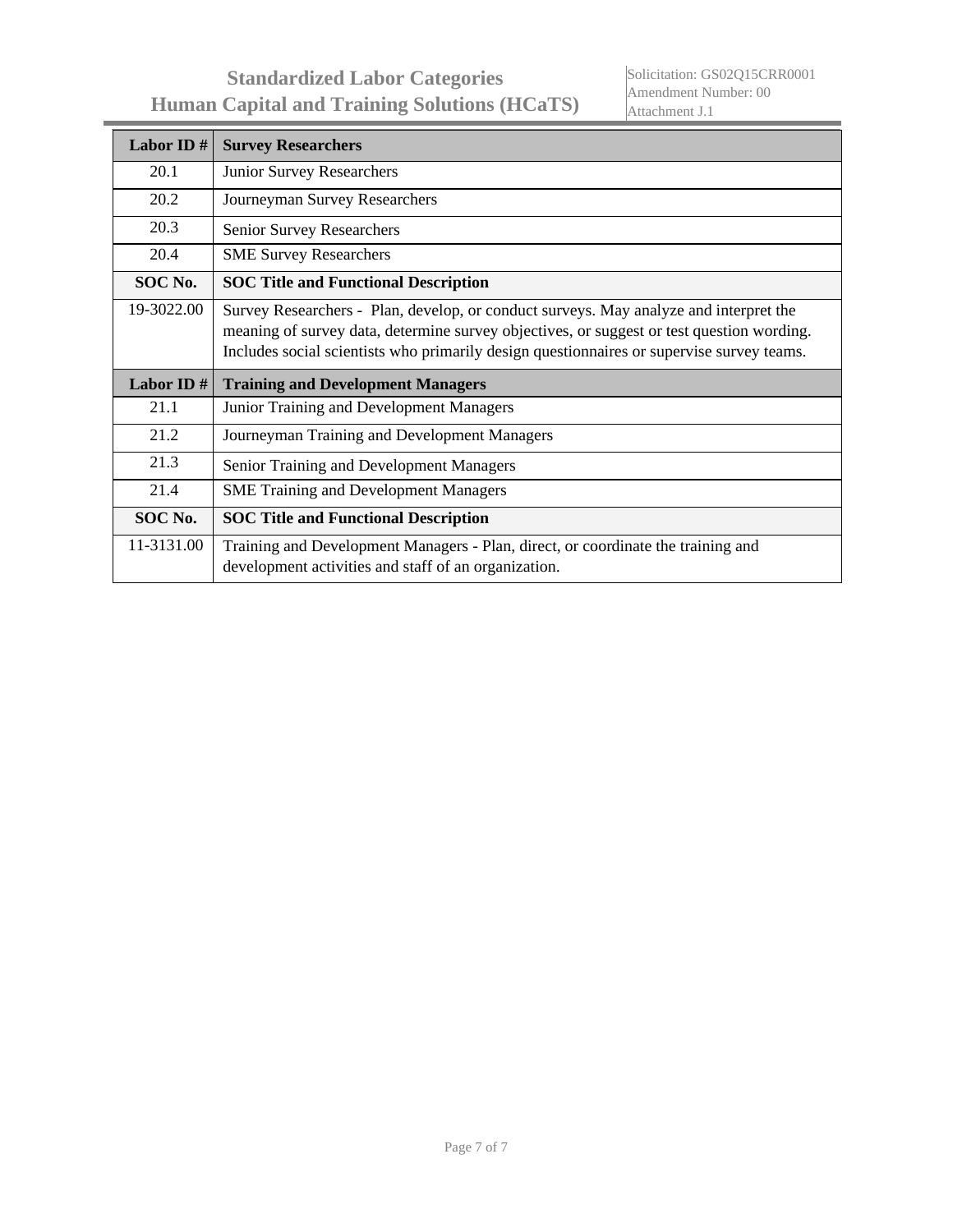| Labor ID # | Survey Researchers |
|---|---|
| 20.1 | Junior Survey Researchers |
| 20.2 | Journeyman Survey Researchers |
| 20.3 | Senior Survey Researchers |
| 20.4 | SME Survey Researchers |
| **SOC No.** | **SOC Title and Functional Description** |
| 19-3022.00 | Survey Researchers - Plan, develop, or conduct surveys. May analyze and interpret the meaning of survey data, determine survey objectives, or suggest or test question wording. Includes social scientists who primarily design questionnaires or supervise survey teams. |

| Labor ID # | Training and Development Managers |
|---|---|
| 21.1 | Junior Training and Development Managers |
| 21.2 | Journeyman Training and Development Managers |
| 21.3 | Senior Training and Development Managers |
| 21.4 | SME Training and Development Managers |
| **SOC No.** | **SOC Title and Functional Description** |
| 11-3131.00 | Training and Development Managers - Plan, direct, or coordinate the training and development activities and staff of an organization. |